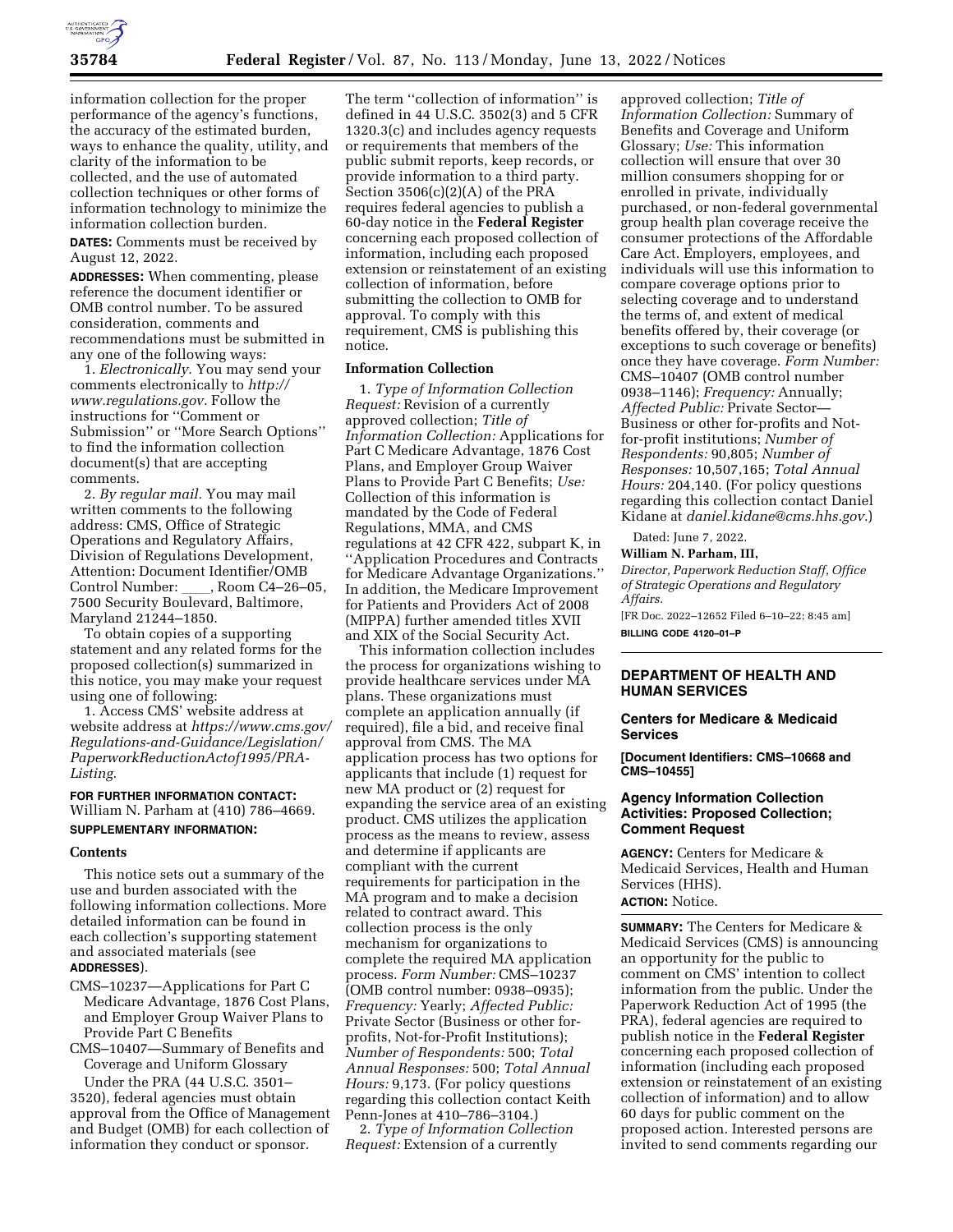information collection for the proper performance of the agency's functions, the accuracy of the estimated burden, ways to enhance the quality, utility, and clarity of the information to be collected, and the use of automated collection techniques or other forms of information technology to minimize the information collection burden.

**DATES:** Comments must be received by August 12, 2022.

**ADDRESSES:** When commenting, please reference the document identifier or OMB control number. To be assured consideration, comments and recommendations must be submitted in any one of the following ways:

1. *Electronically.* You may send your comments electronically to *http://www.regulations.gov.* Follow the instructions for ''Comment or Submission'' or ''More Search Options'' to find the information collection document(s) that are accepting comments.

2. *By regular mail.* You may mail written comments to the following address: CMS, Office of Strategic Operations and Regulatory Affairs, Division of Regulations Development, Attention: Document Identifier/OMB Control Number: \_\_\_\_, Room C4–26–05, 7500 Security Boulevard, Baltimore, Maryland 21244–1850.

To obtain copies of a supporting statement and any related forms for the proposed collection(s) summarized in this notice, you may make your request using one of following:

1. Access CMS' website address at website address at *https://www.cms.gov/Regulations-and-Guidance/Legislation/PaperworkReductionActof1995/PRA-Listing*.

**FOR FURTHER INFORMATION CONTACT:** William N. Parham at (410) 786–4669.

**SUPPLEMENTARY INFORMATION:**

**Contents**

This notice sets out a summary of the use and burden associated with the following information collections. More detailed information can be found in each collection's supporting statement and associated materials (see **ADDRESSES**).

CMS–10237—Applications for Part C Medicare Advantage, 1876 Cost Plans, and Employer Group Waiver Plans to Provide Part C Benefits

CMS–10407—Summary of Benefits and Coverage and Uniform Glossary

Under the PRA (44 U.S.C. 3501–3520), federal agencies must obtain approval from the Office of Management and Budget (OMB) for each collection of information they conduct or sponsor. The term ''collection of information'' is defined in 44 U.S.C. 3502(3) and 5 CFR 1320.3(c) and includes agency requests or requirements that members of the public submit reports, keep records, or provide information to a third party. Section 3506(c)(2)(A) of the PRA requires federal agencies to publish a 60-day notice in the **Federal Register** concerning each proposed collection of information, including each proposed extension or reinstatement of an existing collection of information, before submitting the collection to OMB for approval. To comply with this requirement, CMS is publishing this notice.

**Information Collection**

1. *Type of Information Collection Request:* Revision of a currently approved collection; *Title of Information Collection:* Applications for Part C Medicare Advantage, 1876 Cost Plans, and Employer Group Waiver Plans to Provide Part C Benefits; *Use:* Collection of this information is mandated by the Code of Federal Regulations, MMA, and CMS regulations at 42 CFR 422, subpart K, in ''Application Procedures and Contracts for Medicare Advantage Organizations.'' In addition, the Medicare Improvement for Patients and Providers Act of 2008 (MIPPA) further amended titles XVII and XIX of the Social Security Act.

This information collection includes the process for organizations wishing to provide healthcare services under MA plans. These organizations must complete an application annually (if required), file a bid, and receive final approval from CMS. The MA application process has two options for applicants that include (1) request for new MA product or (2) request for expanding the service area of an existing product. CMS utilizes the application process as the means to review, assess and determine if applicants are compliant with the current requirements for participation in the MA program and to make a decision related to contract award. This collection process is the only mechanism for organizations to complete the required MA application process. *Form Number:* CMS–10237 (OMB control number: 0938–0935); *Frequency:* Yearly; *Affected Public:* Private Sector (Business or other for-profits, Not-for-Profit Institutions); *Number of Respondents:* 500; *Total Annual Responses:* 500; *Total Annual Hours:* 9,173. (For policy questions regarding this collection contact Keith Penn-Jones at 410–786–3104.)

2. *Type of Information Collection Request:* Extension of a currently approved collection; *Title of Information Collection:* Summary of Benefits and Coverage and Uniform Glossary; *Use:* This information collection will ensure that over 30 million consumers shopping for or enrolled in private, individually purchased, or non-federal governmental group health plan coverage receive the consumer protections of the Affordable Care Act. Employers, employees, and individuals will use this information to compare coverage options prior to selecting coverage and to understand the terms of, and extent of medical benefits offered by, their coverage (or exceptions to such coverage or benefits) once they have coverage. *Form Number:* CMS–10407 (OMB control number 0938–1146); *Frequency:* Annually; *Affected Public:* Private Sector—Business or other for-profits and Not-for-profit institutions; *Number of Respondents:* 90,805; *Number of Responses:* 10,507,165; *Total Annual Hours:* 204,140. (For policy questions regarding this collection contact Daniel Kidane at *daniel.kidane@cms.hhs.gov.*)

Dated: June 7, 2022.

**William N. Parham, III,**

*Director, Paperwork Reduction Staff, Office of Strategic Operations and Regulatory Affairs.*

[FR Doc. 2022–12652 Filed 6–10–22; 8:45 am]

**BILLING CODE 4120–01–P**

---

## DEPARTMENT OF HEALTH AND HUMAN SERVICES

### Centers for Medicare & Medicaid Services

**[Document Identifiers: CMS–10668 and CMS–10455]**

### Agency Information Collection Activities: Proposed Collection; Comment Request

**AGENCY:** Centers for Medicare & Medicaid Services, Health and Human Services (HHS).

**ACTION:** Notice.

**SUMMARY:** The Centers for Medicare & Medicaid Services (CMS) is announcing an opportunity for the public to comment on CMS' intention to collect information from the public. Under the Paperwork Reduction Act of 1995 (the PRA), federal agencies are required to publish notice in the **Federal Register** concerning each proposed collection of information (including each proposed extension or reinstatement of an existing collection of information) and to allow 60 days for public comment on the proposed action. Interested persons are invited to send comments regarding our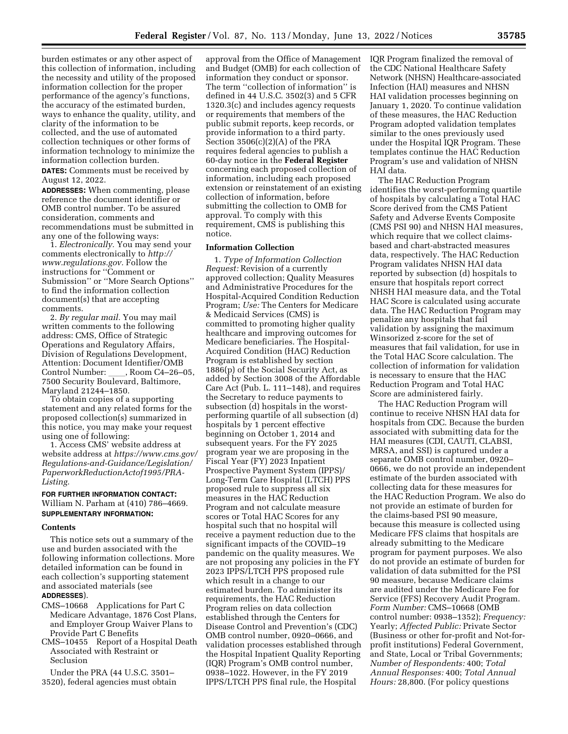burden estimates or any other aspect of this collection of information, including the necessity and utility of the proposed information collection for the proper performance of the agency's functions, the accuracy of the estimated burden, ways to enhance the quality, utility, and clarity of the information to be collected, and the use of automated collection techniques or other forms of information technology to minimize the information collection burden.

**DATES:** Comments must be received by August 12, 2022.

**ADDRESSES:** When commenting, please reference the document identifier or OMB control number. To be assured consideration, comments and recommendations must be submitted in any one of the following ways:

1. *Electronically.* You may send your comments electronically to *http://www.regulations.gov.* Follow the instructions for ''Comment or Submission'' or ''More Search Options'' to find the information collection document(s) that are accepting comments.

2. *By regular mail.* You may mail written comments to the following address: CMS, Office of Strategic Operations and Regulatory Affairs, Division of Regulations Development, Attention: Document Identifier/OMB Control Number: \_\_\_\_, Room C4–26–05, 7500 Security Boulevard, Baltimore, Maryland 21244–1850.

To obtain copies of a supporting statement and any related forms for the proposed collection(s) summarized in this notice, you may make your request using one of following:

1. Access CMS' website address at website address at *https://www.cms.gov/Regulations-and-Guidance/Legislation/PaperworkReductionActof1995/PRA-Listing.*

**FOR FURTHER INFORMATION CONTACT:** William N. Parham at (410) 786–4669.

**SUPPLEMENTARY INFORMATION:**

**Contents**

This notice sets out a summary of the use and burden associated with the following information collections. More detailed information can be found in each collection's supporting statement and associated materials (see **ADDRESSES**).

CMS–10668 Applications for Part C Medicare Advantage, 1876 Cost Plans, and Employer Group Waiver Plans to Provide Part C Benefits

CMS–10455 Report of a Hospital Death Associated with Restraint or Seclusion

Under the PRA (44 U.S.C. 3501–3520), federal agencies must obtain approval from the Office of Management and Budget (OMB) for each collection of information they conduct or sponsor. The term ''collection of information'' is defined in 44 U.S.C. 3502(3) and 5 CFR 1320.3(c) and includes agency requests or requirements that members of the public submit reports, keep records, or provide information to a third party. Section 3506(c)(2)(A) of the PRA requires federal agencies to publish a 60-day notice in the **Federal Register** concerning each proposed collection of information, including each proposed extension or reinstatement of an existing collection of information, before submitting the collection to OMB for approval. To comply with this requirement, CMS is publishing this notice.

**Information Collection**

1. *Type of Information Collection Request:* Revision of a currently approved collection; Quality Measures and Administrative Procedures for the Hospital-Acquired Condition Reduction Program; *Use:* The Centers for Medicare & Medicaid Services (CMS) is committed to promoting higher quality healthcare and improving outcomes for Medicare beneficiaries. The Hospital-Acquired Condition (HAC) Reduction Program is established by section 1886(p) of the Social Security Act, as added by Section 3008 of the Affordable Care Act (Pub. L. 111–148), and requires the Secretary to reduce payments to subsection (d) hospitals in the worst-performing quartile of all subsection (d) hospitals by 1 percent effective beginning on October 1, 2014 and subsequent years. For the FY 2025 program year we are proposing in the Fiscal Year (FY) 2023 Inpatient Prospective Payment System (IPPS)/Long-Term Care Hospital (LTCH) PPS proposed rule to suppress all six measures in the HAC Reduction Program and not calculate measure scores or Total HAC Scores for any hospital such that no hospital will receive a payment reduction due to the significant impacts of the COVID–19 pandemic on the quality measures. We are not proposing any policies in the FY 2023 IPPS/LTCH PPS proposed rule which result in a change to our estimated burden. To administer its requirements, the HAC Reduction Program relies on data collection established through the Centers for Disease Control and Prevention's (CDC) OMB control number, 0920–0666, and validation processes established through the Hospital Inpatient Quality Reporting (IQR) Program's OMB control number, 0938–1022. However, in the FY 2019 IPPS/LTCH PPS final rule, the Hospital IQR Program finalized the removal of the CDC National Healthcare Safety Network (NHSN) Healthcare-associated Infection (HAI) measures and NHSN HAI validation processes beginning on January 1, 2020. To continue validation of these measures, the HAC Reduction Program adopted validation templates similar to the ones previously used under the Hospital IQR Program. These templates continue the HAC Reduction Program's use and validation of NHSN HAI data.

The HAC Reduction Program identifies the worst-performing quartile of hospitals by calculating a Total HAC Score derived from the CMS Patient Safety and Adverse Events Composite (CMS PSI 90) and NHSN HAI measures, which require that we collect claims-based and chart-abstracted measures data, respectively. The HAC Reduction Program validates NHSN HAI data reported by subsection (d) hospitals to ensure that hospitals report correct NHSH HAI measure data, and the Total HAC Score is calculated using accurate data. The HAC Reduction Program may penalize any hospitals that fail validation by assigning the maximum Winsorized z-score for the set of measures that fail validation, for use in the Total HAC Score calculation. The collection of information for validation is necessary to ensure that the HAC Reduction Program and Total HAC Score are administered fairly.

The HAC Reduction Program will continue to receive NHSN HAI data for hospitals from CDC. Because the burden associated with submitting data for the HAI measures (CDI, CAUTI, CLABSI, MRSA, and SSI) is captured under a separate OMB control number, 0920–0666, we do not provide an independent estimate of the burden associated with collecting data for these measures for the HAC Reduction Program. We also do not provide an estimate of burden for the claims-based PSI 90 measure, because this measure is collected using Medicare FFS claims that hospitals are already submitting to the Medicare program for payment purposes. We also do not provide an estimate of burden for validation of data submitted for the PSI 90 measure, because Medicare claims are audited under the Medicare Fee for Service (FFS) Recovery Audit Program. *Form Number:* CMS–10668 (OMB control number: 0938–1352); *Frequency:* Yearly; *Affected Public:* Private Sector (Business or other for-profit and Not-for-profit institutions) Federal Government, and State, Local or Tribal Governments; *Number of Respondents:* 400; *Total Annual Responses:* 400; *Total Annual Hours:* 28,800. (For policy questions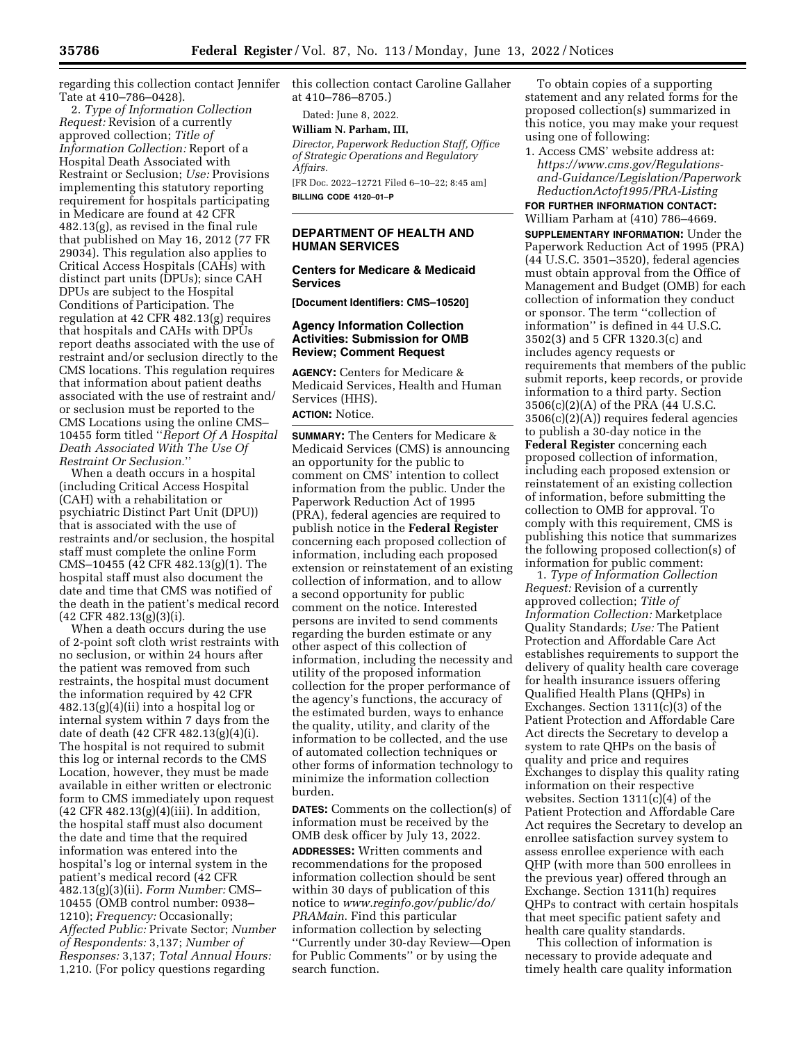regarding this collection contact Jennifer Tate at 410–786–0428).

2. *Type of Information Collection Request:* Revision of a currently approved collection; *Title of Information Collection:* Report of a Hospital Death Associated with Restraint or Seclusion; *Use:* Provisions implementing this statutory reporting requirement for hospitals participating in Medicare are found at 42 CFR 482.13(g), as revised in the final rule that published on May 16, 2012 (77 FR 29034). This regulation also applies to Critical Access Hospitals (CAHs) with distinct part units (DPUs); since CAH DPUs are subject to the Hospital Conditions of Participation. The regulation at 42 CFR 482.13(g) requires that hospitals and CAHs with DPUs report deaths associated with the use of restraint and/or seclusion directly to the CMS locations. This regulation requires that information about patient deaths associated with the use of restraint and/or seclusion must be reported to the CMS Locations using the online CMS–10455 form titled ''*Report Of A Hospital Death Associated With The Use Of Restraint Or Seclusion.*''

When a death occurs in a hospital (including Critical Access Hospital (CAH) with a rehabilitation or psychiatric Distinct Part Unit (DPU)) that is associated with the use of restraints and/or seclusion, the hospital staff must complete the online Form CMS–10455 (42 CFR 482.13(g)(1). The hospital staff must also document the date and time that CMS was notified of the death in the patient's medical record (42 CFR 482.13(g)(3)(i).

When a death occurs during the use of 2-point soft cloth wrist restraints with no seclusion, or within 24 hours after the patient was removed from such restraints, the hospital must document the information required by 42 CFR 482.13(g)(4)(ii) into a hospital log or internal system within 7 days from the date of death (42 CFR 482.13(g)(4)(i). The hospital is not required to submit this log or internal records to the CMS Location, however, they must be made available in either written or electronic form to CMS immediately upon request (42 CFR 482.13(g)(4)(iii). In addition, the hospital staff must also document the date and time that the required information was entered into the hospital's log or internal system in the patient's medical record (42 CFR 482.13(g)(3)(ii). *Form Number:* CMS–10455 (OMB control number: 0938–1210); *Frequency:* Occasionally; *Affected Public:* Private Sector; *Number of Respondents:* 3,137; *Number of Responses:* 3,137; *Total Annual Hours:* 1,210. (For policy questions regarding this collection contact Caroline Gallaher at 410–786–8705.)

Dated: June 8, 2022.

**William N. Parham, III,**

*Director, Paperwork Reduction Staff, Office of Strategic Operations and Regulatory Affairs.*

[FR Doc. 2022–12721 Filed 6–10–22; 8:45 am]

**BILLING CODE 4120–01–P**

## DEPARTMENT OF HEALTH AND HUMAN SERVICES

### Centers for Medicare & Medicaid Services

**[Document Identifiers: CMS–10520]**

### Agency Information Collection Activities: Submission for OMB Review; Comment Request

**AGENCY:** Centers for Medicare & Medicaid Services, Health and Human Services (HHS).

**ACTION:** Notice.

**SUMMARY:** The Centers for Medicare & Medicaid Services (CMS) is announcing an opportunity for the public to comment on CMS' intention to collect information from the public. Under the Paperwork Reduction Act of 1995 (PRA), federal agencies are required to publish notice in the **Federal Register** concerning each proposed collection of information, including each proposed extension or reinstatement of an existing collection of information, and to allow a second opportunity for public comment on the notice. Interested persons are invited to send comments regarding the burden estimate or any other aspect of this collection of information, including the necessity and utility of the proposed information collection for the proper performance of the agency's functions, the accuracy of the estimated burden, ways to enhance the quality, utility, and clarity of the information to be collected, and the use of automated collection techniques or other forms of information technology to minimize the information collection burden.

**DATES:** Comments on the collection(s) of information must be received by the OMB desk officer by July 13, 2022.

**ADDRESSES:** Written comments and recommendations for the proposed information collection should be sent within 30 days of publication of this notice to *www.reginfo.gov/public/do/PRAMain*. Find this particular information collection by selecting ''Currently under 30-day Review—Open for Public Comments'' or by using the search function.

To obtain copies of a supporting statement and any related forms for the proposed collection(s) summarized in this notice, you may make your request using one of following:

1. Access CMS' website address at: *https://www.cms.gov/Regulations-and-Guidance/Legislation/PaperworkReductionActof1995/PRA-Listing*

**FOR FURTHER INFORMATION CONTACT:** William Parham at (410) 786–4669.

**SUPPLEMENTARY INFORMATION:** Under the Paperwork Reduction Act of 1995 (PRA) (44 U.S.C. 3501–3520), federal agencies must obtain approval from the Office of Management and Budget (OMB) for each collection of information they conduct or sponsor. The term ''collection of information'' is defined in 44 U.S.C. 3502(3) and 5 CFR 1320.3(c) and includes agency requests or requirements that members of the public submit reports, keep records, or provide information to a third party. Section 3506(c)(2)(A) of the PRA (44 U.S.C. 3506(c)(2)(A)) requires federal agencies to publish a 30-day notice in the **Federal Register** concerning each proposed collection of information, including each proposed extension or reinstatement of an existing collection of information, before submitting the collection to OMB for approval. To comply with this requirement, CMS is publishing this notice that summarizes the following proposed collection(s) of information for public comment:

1. *Type of Information Collection Request:* Revision of a currently approved collection; *Title of Information Collection:* Marketplace Quality Standards; *Use:* The Patient Protection and Affordable Care Act establishes requirements to support the delivery of quality health care coverage for health insurance issuers offering Qualified Health Plans (QHPs) in Exchanges. Section 1311(c)(3) of the Patient Protection and Affordable Care Act directs the Secretary to develop a system to rate QHPs on the basis of quality and price and requires Exchanges to display this quality rating information on their respective websites. Section 1311(c)(4) of the Patient Protection and Affordable Care Act requires the Secretary to develop an enrollee satisfaction survey system to assess enrollee experience with each QHP (with more than 500 enrollees in the previous year) offered through an Exchange. Section 1311(h) requires QHPs to contract with certain hospitals that meet specific patient safety and health care quality standards.

This collection of information is necessary to provide adequate and timely health care quality information